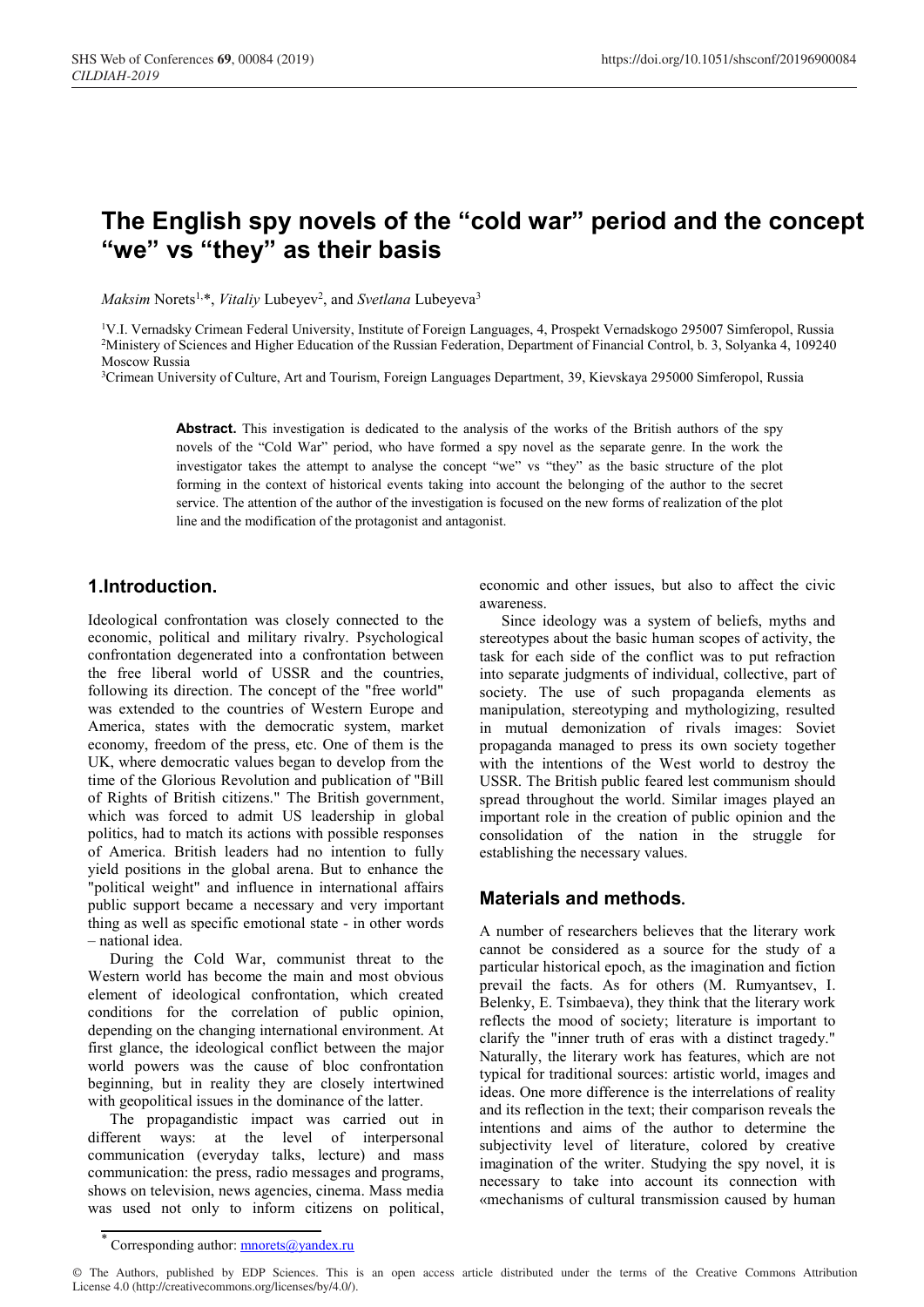# The English spy novels of the "cold war" period and the concept "we" vs "they" as their basis

*Maksim* Norets[1,*], *Vitaliy* Lubeyev[2], and *Svetlana* Lubeyeva[3]

[1]V.I. Vernadsky Crimean Federal University, Institute of Foreign Languages, 4, Prospekt Vernadskogo 295007 Simferopol, Russia
[2]Ministery of Sciences and Higher Education of the Russian Federation, Department of Financial Control, b. 3, Solyanka 4, 109240 Moscow Russia
[3]Crimean University of Culture, Art and Tourism, Foreign Languages Department, 39, Kievskaya 295000 Simferopol, Russia

**Abstract.** This investigation is dedicated to the analysis of the works of the British authors of the spy novels of the "Cold War" period, who have formed a spy novel as the separate genre. In the work the investigator takes the attempt to analyse the concept "we" vs "they" as the basic structure of the plot forming in the context of historical events taking into account the belonging of the author to the secret service. The attention of the author of the investigation is focused on the new forms of realization of the plot line and the modification of the protagonist and antagonist.

## 1.Introduction.

Ideological confrontation was closely connected to the economic, political and military rivalry. Psychological confrontation degenerated into a confrontation between the free liberal world of USSR and the countries, following its direction. The concept of the "free world" was extended to the countries of Western Europe and America, states with the democratic system, market economy, freedom of the press, etc. One of them is the UK, where democratic values began to develop from the time of the Glorious Revolution and publication of "Bill of Rights of British citizens." The British government, which was forced to admit US leadership in global politics, had to match its actions with possible responses of America. British leaders had no intention to fully yield positions in the global arena. But to enhance the "political weight" and influence in international affairs public support became a necessary and very important thing as well as specific emotional state - in other words – national idea.

During the Cold War, communist threat to the Western world has become the main and most obvious element of ideological confrontation, which created conditions for the correlation of public opinion, depending on the changing international environment. At first glance, the ideological conflict between the major world powers was the cause of bloc confrontation beginning, but in reality they are closely intertwined with geopolitical issues in the dominance of the latter.

The propagandistic impact was carried out in different ways: at the level of interpersonal communication (everyday talks, lecture) and mass communication: the press, radio messages and programs, shows on television, news agencies, cinema. Mass media was used not only to inform citizens on political, economic and other issues, but also to affect the civic awareness.

Since ideology was a system of beliefs, myths and stereotypes about the basic human scopes of activity, the task for each side of the conflict was to put refraction into separate judgments of individual, collective, part of society. The use of such propaganda elements as manipulation, stereotyping and mythologizing, resulted in mutual demonization of rivals images: Soviet propaganda managed to press its own society together with the intentions of the West world to destroy the USSR. The British public feared lest communism should spread throughout the world. Similar images played an important role in the creation of public opinion and the consolidation of the nation in the struggle for establishing the necessary values.

## Materials and methods.

A number of researchers believes that the literary work cannot be considered as a source for the study of a particular historical epoch, as the imagination and fiction prevail the facts. As for others (M. Rumyantsev, I. Belenky, E. Tsimbaeva), they think that the literary work reflects the mood of society; literature is important to clarify the "inner truth of eras with a distinct tragedy." Naturally, the literary work has features, which are not typical for traditional sources: artistic world, images and ideas. One more difference is the interrelations of reality and its reflection in the text; their comparison reveals the intentions and aims of the author to determine the subjectivity level of literature, colored by creative imagination of the writer. Studying the spy novel, it is necessary to take into account its connection with «mechanisms of cultural transmission caused by human

* Corresponding author: mnorets@yandex.ru

© The Authors, published by EDP Sciences. This is an open access article distributed under the terms of the Creative Commons Attribution License 4.0 (http://creativecommons.org/licenses/by/4.0/).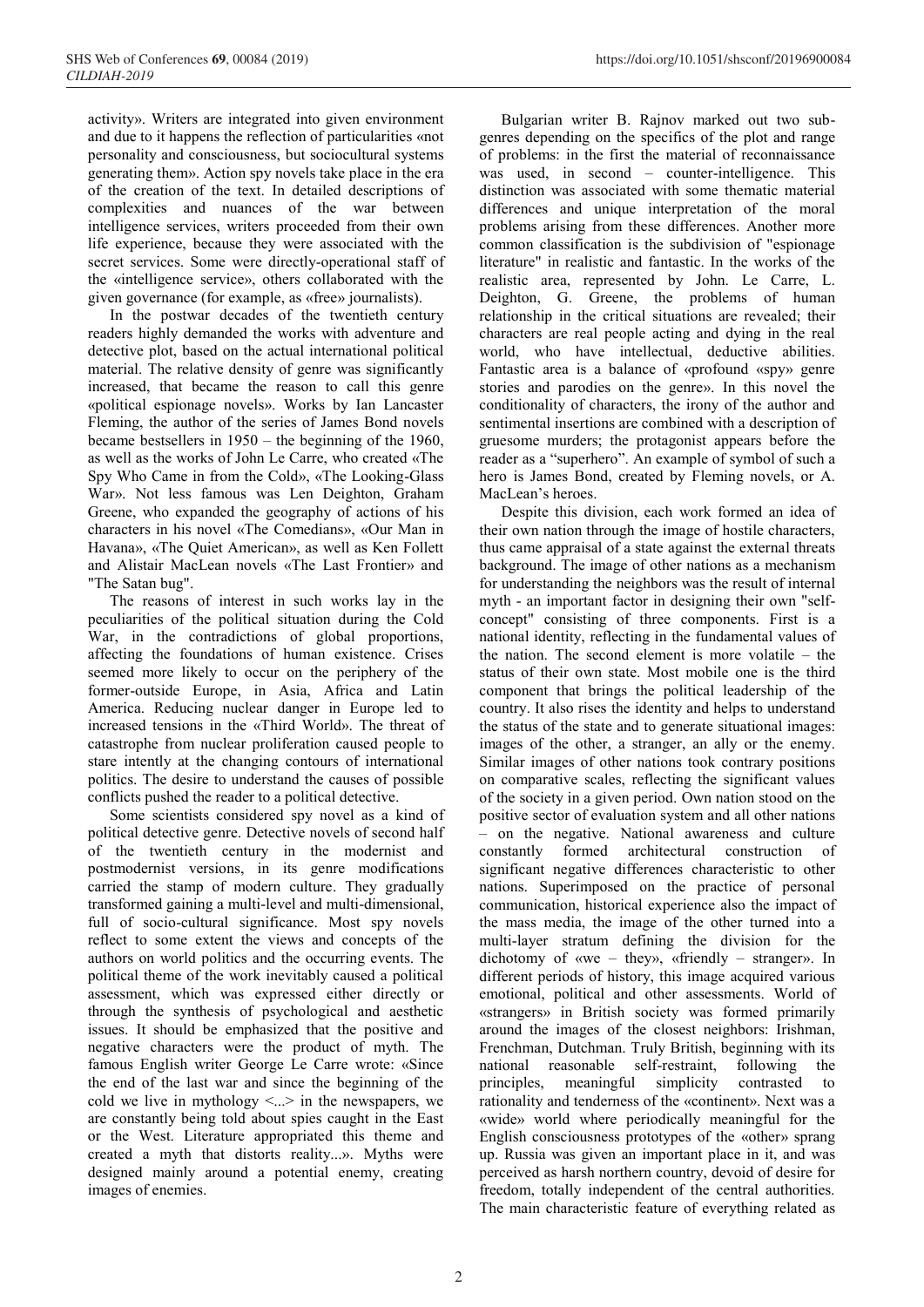activity». Writers are integrated into given environment and due to it happens the reflection of particularities «not personality and consciousness, but sociocultural systems generating them». Action spy novels take place in the era of the creation of the text. In detailed descriptions of complexities and nuances of the war between intelligence services, writers proceeded from their own life experience, because they were associated with the secret services. Some were directly-operational staff of the «intelligence service», others collaborated with the given governance (for example, as «free» journalists).

In the postwar decades of the twentieth century readers highly demanded the works with adventure and detective plot, based on the actual international political material. The relative density of genre was significantly increased, that became the reason to call this genre «political espionage novels». Works by Ian Lancaster Fleming, the author of the series of James Bond novels became bestsellers in 1950 – the beginning of the 1960, as well as the works of John Le Carre, who created «The Spy Who Came in from the Cold», «The Looking-Glass War». Not less famous was Len Deighton, Graham Greene, who expanded the geography of actions of his characters in his novel «The Comedians», «Our Man in Havana», «The Quiet American», as well as Ken Follett and Alistair MacLean novels «The Last Frontier» and "The Satan bug".

The reasons of interest in such works lay in the peculiarities of the political situation during the Cold War, in the contradictions of global proportions, affecting the foundations of human existence. Crises seemed more likely to occur on the periphery of the former-outside Europe, in Asia, Africa and Latin America. Reducing nuclear danger in Europe led to increased tensions in the «Third World». The threat of catastrophe from nuclear proliferation caused people to stare intently at the changing contours of international politics. The desire to understand the causes of possible conflicts pushed the reader to a political detective.

Some scientists considered spy novel as a kind of political detective genre. Detective novels of second half of the twentieth century in the modernist and postmodernist versions, in its genre modifications carried the stamp of modern culture. They gradually transformed gaining a multi-level and multi-dimensional, full of socio-cultural significance. Most spy novels reflect to some extent the views and concepts of the authors on world politics and the occurring events. The political theme of the work inevitably caused a political assessment, which was expressed either directly or through the synthesis of psychological and aesthetic issues. It should be emphasized that the positive and negative characters were the product of myth. The famous English writer George Le Carre wrote: «Since the end of the last war and since the beginning of the cold we live in mythology <...> in the newspapers, we are constantly being told about spies caught in the East or the West. Literature appropriated this theme and created a myth that distorts reality...». Myths were designed mainly around a potential enemy, creating images of enemies.

Bulgarian writer B. Rajnov marked out two sub-genres depending on the specifics of the plot and range of problems: in the first the material of reconnaissance was used, in second – counter-intelligence. This distinction was associated with some thematic material differences and unique interpretation of the moral problems arising from these differences. Another more common classification is the subdivision of "espionage literature" in realistic and fantastic. In the works of the realistic area, represented by John. Le Carre, L. Deighton, G. Greene, the problems of human relationship in the critical situations are revealed; their characters are real people acting and dying in the real world, who have intellectual, deductive abilities. Fantastic area is a balance of «profound «spy» genre stories and parodies on the genre». In this novel the conditionality of characters, the irony of the author and sentimental insertions are combined with a description of gruesome murders; the protagonist appears before the reader as a "superhero". An example of symbol of such a hero is James Bond, created by Fleming novels, or A. MacLean's heroes.

Despite this division, each work formed an idea of their own nation through the image of hostile characters, thus came appraisal of a state against the external threats background. The image of other nations as a mechanism for understanding the neighbors was the result of internal myth - an important factor in designing their own "self-concept" consisting of three components. First is a national identity, reflecting in the fundamental values of the nation. The second element is more volatile – the status of their own state. Most mobile one is the third component that brings the political leadership of the country. It also rises the identity and helps to understand the status of the state and to generate situational images: images of the other, a stranger, an ally or the enemy. Similar images of other nations took contrary positions on comparative scales, reflecting the significant values of the society in a given period. Own nation stood on the positive sector of evaluation system and all other nations – on the negative. National awareness and culture constantly formed architectural construction of significant negative differences characteristic to other nations. Superimposed on the practice of personal communication, historical experience also the impact of the mass media, the image of the other turned into a multi-layer stratum defining the division for the dichotomy of «we – they», «friendly – stranger». In different periods of history, this image acquired various emotional, political and other assessments. World of «strangers» in British society was formed primarily around the images of the closest neighbors: Irishman, Frenchman, Dutchman. Truly British, beginning with its national reasonable self-restraint, following the principles, meaningful simplicity contrasted to rationality and tenderness of the «continent». Next was a «wide» world where periodically meaningful for the English consciousness prototypes of the «other» sprang up. Russia was given an important place in it, and was perceived as harsh northern country, devoid of desire for freedom, totally independent of the central authorities. The main characteristic feature of everything related as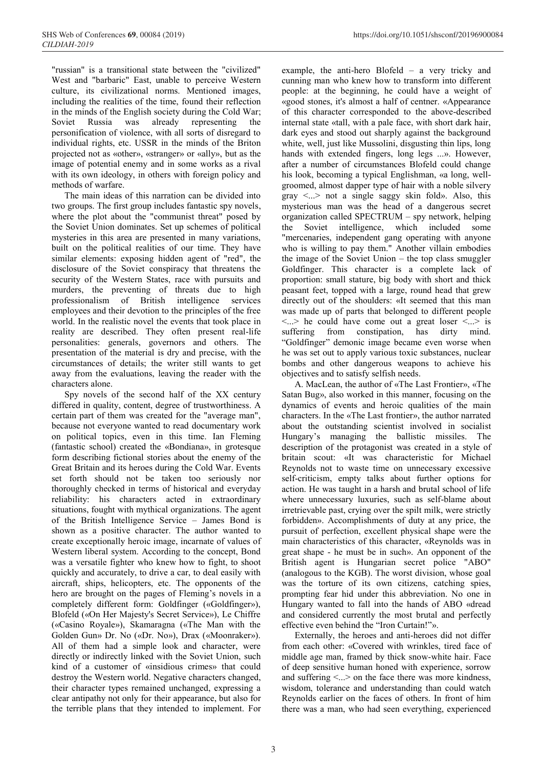"russian" is a transitional state between the "civilized" West and "barbaric" East, unable to perceive Western culture, its civilizational norms. Mentioned images, including the realities of the time, found their reflection in the minds of the English society during the Cold War; Soviet Russia was already representing the personification of violence, with all sorts of disregard to individual rights, etc. USSR in the minds of the Briton projected not as «other», «stranger» or «ally», but as the image of potential enemy and in some works as a rival with its own ideology, in others with foreign policy and methods of warfare.

The main ideas of this narration can be divided into two groups. The first group includes fantastic spy novels, where the plot about the "communist threat" posed by the Soviet Union dominates. Set up schemes of political mysteries in this area are presented in many variations, built on the political realities of our time. They have similar elements: exposing hidden agent of "red", the disclosure of the Soviet conspiracy that threatens the security of the Western States, race with pursuits and murders, the preventing of threats due to high professionalism of British intelligence services employees and their devotion to the principles of the free world. In the realistic novel the events that took place in reality are described. They often present real-life personalities: generals, governors and others. The presentation of the material is dry and precise, with the circumstances of details; the writer still wants to get away from the evaluations, leaving the reader with the characters alone.

Spy novels of the second half of the XX century differed in quality, content, degree of trustworthiness. A certain part of them was created for the "average man", because not everyone wanted to read documentary work on political topics, even in this time. Ian Fleming (fantastic school) created the «Bondiana», in grotesque form describing fictional stories about the enemy of the Great Britain and its heroes during the Cold War. Events set forth should not be taken too seriously nor thoroughly checked in terms of historical and everyday reliability: his characters acted in extraordinary situations, fought with mythical organizations. The agent of the British Intelligence Service – James Bond is shown as a positive character. The author wanted to create exceptionally heroic image, incarnate of values of Western liberal system. According to the concept, Bond was a versatile fighter who knew how to fight, to shoot quickly and accurately, to drive a car, to deal easily with aircraft, ships, helicopters, etc. The opponents of the hero are brought on the pages of Fleming's novels in a completely different form: Goldfinger («Goldfinger»), Blofeld («On Her Majesty's Secret Service»), Le Chiffre («Casino Royale»), Skamaragna («The Man with the Golden Gun» Dr. No («Dr. No»), Drax («Moonraker»). All of them had a simple look and character, were directly or indirectly linked with the Soviet Union, such kind of a customer of «insidious crimes» that could destroy the Western world. Negative characters changed, their character types remained unchanged, expressing a clear antipathy not only for their appearance, but also for the terrible plans that they intended to implement. For example, the anti-hero Blofeld – a very tricky and cunning man who knew how to transform into different people: at the beginning, he could have a weight of «good stones, it's almost a half of centner. «Appearance of this character corresponded to the above-described internal state «tall, with a pale face, with short dark hair, dark eyes and stood out sharply against the background white, well, just like Mussolini, disgusting thin lips, long hands with extended fingers, long legs ...». However, after a number of circumstances Blofeld could change his look, becoming a typical Englishman, «a long, well-groomed, almost dapper type of hair with a noble silvery gray <...> not a single saggy skin fold». Also, this mysterious man was the head of a dangerous secret organization called SPECTRUM – spy network, helping the Soviet intelligence, which included some "mercenaries, independent gang operating with anyone who is willing to pay them." Another villain embodies the image of the Soviet Union – the top class smuggler Goldfinger. This character is a complete lack of proportion: small stature, big body with short and thick peasant feet, topped with a large, round head that grew directly out of the shoulders: «It seemed that this man was made up of parts that belonged to different people <...> he could have come out a great loser <...> is suffering from constipation, has dirty mind. "Goldfinger" demonic image became even worse when he was set out to apply various toxic substances, nuclear bombs and other dangerous weapons to achieve his objectives and to satisfy selfish needs.

A. MacLean, the author of «The Last Frontier», «The Satan Bug», also worked in this manner, focusing on the dynamics of events and heroic qualities of the main characters. In the «The Last frontier», the author narrated about the outstanding scientist involved in socialist Hungary's managing the ballistic missiles. The description of the protagonist was created in a style of britain scout: «It was characteristic for Michael Reynolds not to waste time on unnecessary excessive self-criticism, empty talks about further options for action. He was taught in a harsh and brutal school of life where unnecessary luxuries, such as self-blame about irretrievable past, crying over the spilt milk, were strictly forbidden». Accomplishments of duty at any price, the pursuit of perfection, excellent physical shape were the main characteristics of this character, «Reynolds was in great shape - he must be in such». An opponent of the British agent is Hungarian secret police "ABO" (analogous to the KGB). The worst division, whose goal was the torture of its own citizens, catching spies, prompting fear hid under this abbreviation. No one in Hungary wanted to fall into the hands of ABO «dread and considered currently the most brutal and perfectly effective even behind the "Iron Curtain!"».

Externally, the heroes and anti-heroes did not differ from each other: «Covered with wrinkles, tired face of middle age man, framed by thick snow-white hair. Face of deep sensitive human honed with experience, sorrow and suffering <...> on the face there was more kindness, wisdom, tolerance and understanding than could watch Reynolds earlier on the faces of others. In front of him there was a man, who had seen everything, experienced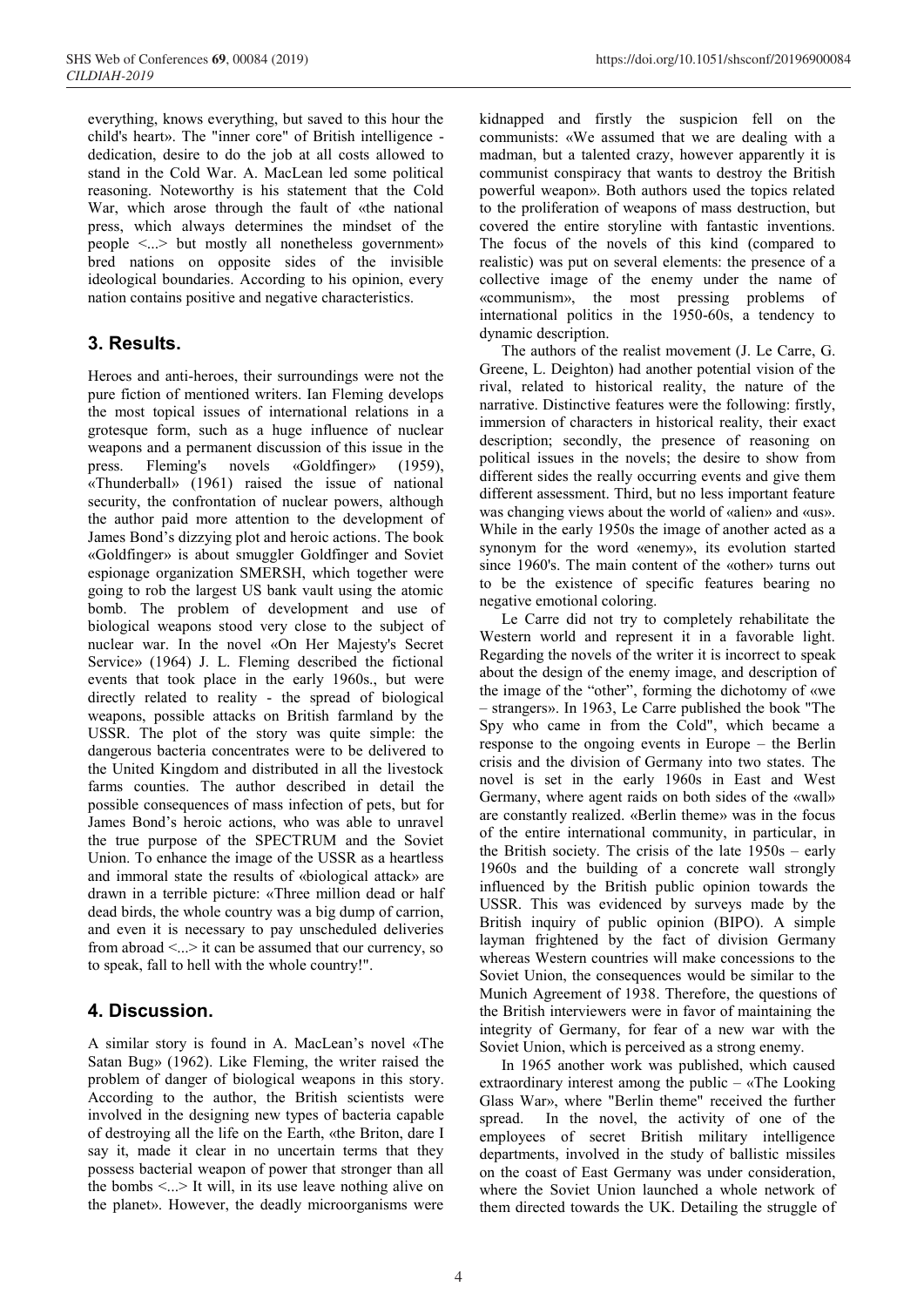everything, knows everything, but saved to this hour the child's heart». The "inner core" of British intelligence - dedication, desire to do the job at all costs allowed to stand in the Cold War. A. MacLean led some political reasoning. Noteworthy is his statement that the Cold War, which arose through the fault of «the national press, which always determines the mindset of the people <...> but mostly all nonetheless government» bred nations on opposite sides of the invisible ideological boundaries. According to his opinion, every nation contains positive and negative characteristics.

## 3. Results.

Heroes and anti-heroes, their surroundings were not the pure fiction of mentioned writers. Ian Fleming develops the most topical issues of international relations in a grotesque form, such as a huge influence of nuclear weapons and a permanent discussion of this issue in the press. Fleming's novels «Goldfinger» (1959), «Thunderball» (1961) raised the issue of national security, the confrontation of nuclear powers, although the author paid more attention to the development of James Bond's dizzying plot and heroic actions. The book «Goldfinger» is about smuggler Goldfinger and Soviet espionage organization SMERSH, which together were going to rob the largest US bank vault using the atomic bomb. The problem of development and use of biological weapons stood very close to the subject of nuclear war. In the novel «On Her Majesty's Secret Service» (1964) J. L. Fleming described the fictional events that took place in the early 1960s., but were directly related to reality - the spread of biological weapons, possible attacks on British farmland by the USSR. The plot of the story was quite simple: the dangerous bacteria concentrates were to be delivered to the United Kingdom and distributed in all the livestock farms counties. The author described in detail the possible consequences of mass infection of pets, but for James Bond's heroic actions, who was able to unravel the true purpose of the SPECTRUM and the Soviet Union. To enhance the image of the USSR as a heartless and immoral state the results of «biological attack» are drawn in a terrible picture: «Three million dead or half dead birds, the whole country was a big dump of carrion, and even it is necessary to pay unscheduled deliveries from abroad <...> it can be assumed that our currency, so to speak, fall to hell with the whole country!".

## 4. Discussion.

A similar story is found in A. MacLean's novel «The Satan Bug» (1962). Like Fleming, the writer raised the problem of danger of biological weapons in this story. According to the author, the British scientists were involved in the designing new types of bacteria capable of destroying all the life on the Earth, «the Briton, dare I say it, made it clear in no uncertain terms that they possess bacterial weapon of power that stronger than all the bombs <...> It will, in its use leave nothing alive on the planet». However, the deadly microorganisms were kidnapped and firstly the suspicion fell on the communists: «We assumed that we are dealing with a madman, but a talented crazy, however apparently it is communist conspiracy that wants to destroy the British powerful weapon». Both authors used the topics related to the proliferation of weapons of mass destruction, but covered the entire storyline with fantastic inventions. The focus of the novels of this kind (compared to realistic) was put on several elements: the presence of a collective image of the enemy under the name of «communism», the most pressing problems of international politics in the 1950-60s, a tendency to dynamic description.

The authors of the realist movement (J. Le Carre, G. Greene, L. Deighton) had another potential vision of the rival, related to historical reality, the nature of the narrative. Distinctive features were the following: firstly, immersion of characters in historical reality, their exact description; secondly, the presence of reasoning on political issues in the novels; the desire to show from different sides the really occurring events and give them different assessment. Third, but no less important feature was changing views about the world of «alien» and «us». While in the early 1950s the image of another acted as a synonym for the word «enemy», its evolution started since 1960's. The main content of the «other» turns out to be the existence of specific features bearing no negative emotional coloring.

Le Carre did not try to completely rehabilitate the Western world and represent it in a favorable light. Regarding the novels of the writer it is incorrect to speak about the design of the enemy image, and description of the image of the "other", forming the dichotomy of «we – strangers». In 1963, Le Carre published the book "The Spy who came in from the Cold", which became a response to the ongoing events in Europe – the Berlin crisis and the division of Germany into two states. The novel is set in the early 1960s in East and West Germany, where agent raids on both sides of the «wall» are constantly realized. «Berlin theme» was in the focus of the entire international community, in particular, in the British society. The crisis of the late 1950s – early 1960s and the building of a concrete wall strongly influenced by the British public opinion towards the USSR. This was evidenced by surveys made by the British inquiry of public opinion (BIPO). A simple layman frightened by the fact of division Germany whereas Western countries will make concessions to the Soviet Union, the consequences would be similar to the Munich Agreement of 1938. Therefore, the questions of the British interviewers were in favor of maintaining the integrity of Germany, for fear of a new war with the Soviet Union, which is perceived as a strong enemy.

In 1965 another work was published, which caused extraordinary interest among the public – «The Looking Glass War», where "Berlin theme" received the further spread. In the novel, the activity of one of the employees of secret British military intelligence departments, involved in the study of ballistic missiles on the coast of East Germany was under consideration, where the Soviet Union launched a whole network of them directed towards the UK. Detailing the struggle of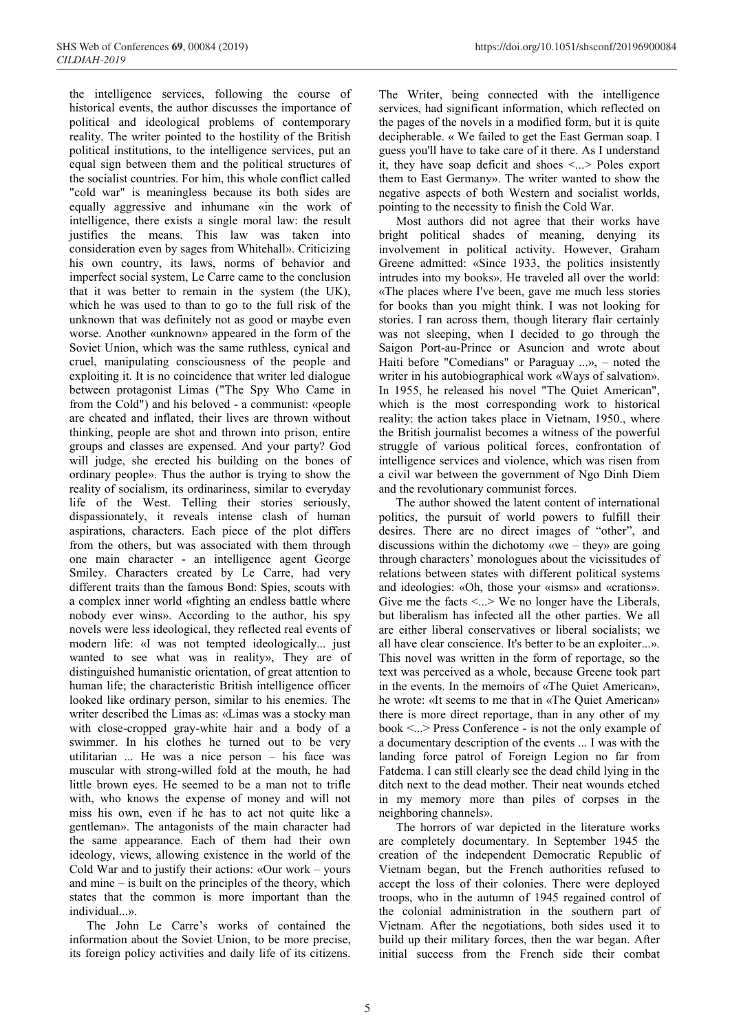the intelligence services, following the course of historical events, the author discusses the importance of political and ideological problems of contemporary reality. The writer pointed to the hostility of the British political institutions, to the intelligence services, put an equal sign between them and the political structures of the socialist countries. For him, this whole conflict called "cold war" is meaningless because its both sides are equally aggressive and inhumane «in the work of intelligence, there exists a single moral law: the result justifies the means. This law was taken into consideration even by sages from Whitehall». Criticizing his own country, its laws, norms of behavior and imperfect social system, Le Carre came to the conclusion that it was better to remain in the system (the UK), which he was used to than to go to the full risk of the unknown that was definitely not as good or maybe even worse. Another «unknown» appeared in the form of the Soviet Union, which was the same ruthless, cynical and cruel, manipulating consciousness of the people and exploiting it. It is no coincidence that writer led dialogue between protagonist Limas ("The Spy Who Came in from the Cold") and his beloved - a communist: «people are cheated and inflated, their lives are thrown without thinking, people are shot and thrown into prison, entire groups and classes are expensed. And your party? God will judge, she erected his building on the bones of ordinary people». Thus the author is trying to show the reality of socialism, its ordinariness, similar to everyday life of the West. Telling their stories seriously, dispassionately, it reveals intense clash of human aspirations, characters. Each piece of the plot differs from the others, but was associated with them through one main character - an intelligence agent George Smiley. Characters created by Le Carre, had very different traits than the famous Bond: Spies, scouts with a complex inner world «fighting an endless battle where nobody ever wins». According to the author, his spy novels were less ideological, they reflected real events of modern life: «I was not tempted ideologically... just wanted to see what was in reality», They are of distinguished humanistic orientation, of great attention to human life; the characteristic British intelligence officer looked like ordinary person, similar to his enemies. The writer described the Limas as: «Limas was a stocky man with close-cropped gray-white hair and a body of a swimmer. In his clothes he turned out to be very utilitarian ... He was a nice person – his face was muscular with strong-willed fold at the mouth, he had little brown eyes. He seemed to be a man not to trifle with, who knows the expense of money and will not miss his own, even if he has to act not quite like a gentleman». The antagonists of the main character had the same appearance. Each of them had their own ideology, views, allowing existence in the world of the Cold War and to justify their actions: «Our work – yours and mine – is built on the principles of the theory, which states that the common is more important than the individual...».

The John Le Carre's works of contained the information about the Soviet Union, to be more precise, its foreign policy activities and daily life of its citizens. The Writer, being connected with the intelligence services, had significant information, which reflected on the pages of the novels in a modified form, but it is quite decipherable. « We failed to get the East German soap. I guess you'll have to take care of it there. As I understand it, they have soap deficit and shoes <...> Poles export them to East Germany». The writer wanted to show the negative aspects of both Western and socialist worlds, pointing to the necessity to finish the Cold War.

Most authors did not agree that their works have bright political shades of meaning, denying its involvement in political activity. However, Graham Greene admitted: «Since 1933, the politics insistently intrudes into my books». He traveled all over the world: «The places where I've been, gave me much less stories for books than you might think. I was not looking for stories. I ran across them, though literary flair certainly was not sleeping, when I decided to go through the Saigon Port-au-Prince or Asuncion and wrote about Haiti before "Comedians" or Paraguay ...», – noted the writer in his autobiographical work «Ways of salvation». In 1955, he released his novel "The Quiet American", which is the most corresponding work to historical reality: the action takes place in Vietnam, 1950., where the British journalist becomes a witness of the powerful struggle of various political forces, confrontation of intelligence services and violence, which was risen from a civil war between the government of Ngo Dinh Diem and the revolutionary communist forces.

The author showed the latent content of international politics, the pursuit of world powers to fulfill their desires. There are no direct images of "other", and discussions within the dichotomy «we – they» are going through characters' monologues about the vicissitudes of relations between states with different political systems and ideologies: «Oh, those your «isms» and «crations». Give me the facts <...> We no longer have the Liberals, but liberalism has infected all the other parties. We all are either liberal conservatives or liberal socialists; we all have clear conscience. It's better to be an exploiter...». This novel was written in the form of reportage, so the text was perceived as a whole, because Greene took part in the events. In the memoirs of «The Quiet American», he wrote: «It seems to me that in «The Quiet American» there is more direct reportage, than in any other of my book <...> Press Conference - is not the only example of a documentary description of the events ... I was with the landing force patrol of Foreign Legion no far from Fatdema. I can still clearly see the dead child lying in the ditch next to the dead mother. Their neat wounds etched in my memory more than piles of corpses in the neighboring channels».

The horrors of war depicted in the literature works are completely documentary. In September 1945 the creation of the independent Democratic Republic of Vietnam began, but the French authorities refused to accept the loss of their colonies. There were deployed troops, who in the autumn of 1945 regained control of the colonial administration in the southern part of Vietnam. After the negotiations, both sides used it to build up their military forces, then the war began. After initial success from the French side their combat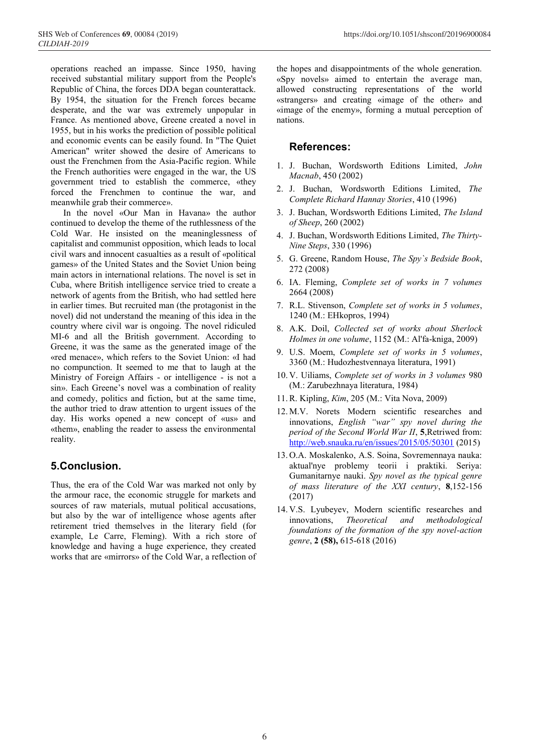operations reached an impasse. Since 1950, having received substantial military support from the People's Republic of China, the forces DDA began counterattack. By 1954, the situation for the French forces became desperate, and the war was extremely unpopular in France. As mentioned above, Greene created a novel in 1955, but in his works the prediction of possible political and economic events can be easily found. In "The Quiet American" writer showed the desire of Americans to oust the Frenchmen from the Asia-Pacific region. While the French authorities were engaged in the war, the US government tried to establish the commerce, «they forced the Frenchmen to continue the war, and meanwhile grab their commerce».

In the novel «Our Man in Havana» the author continued to develop the theme of the ruthlessness of the Cold War. He insisted on the meaninglessness of capitalist and communist opposition, which leads to local civil wars and innocent casualties as a result of «political games» of the United States and the Soviet Union being main actors in international relations. The novel is set in Cuba, where British intelligence service tried to create a network of agents from the British, who had settled here in earlier times. But recruited man (the protagonist in the novel) did not understand the meaning of this idea in the country where civil war is ongoing. The novel ridiculed MI-6 and all the British government. According to Greene, it was the same as the generated image of the «red menace», which refers to the Soviet Union: «I had no compunction. It seemed to me that to laugh at the Ministry of Foreign Affairs - or intelligence - is not a sin». Each Greene's novel was a combination of reality and comedy, politics and fiction, but at the same time, the author tried to draw attention to urgent issues of the day. His works opened a new concept of «us» and «them», enabling the reader to assess the environmental reality.

## 5.Conclusion.

Thus, the era of the Cold War was marked not only by the armour race, the economic struggle for markets and sources of raw materials, mutual political accusations, but also by the war of intelligence whose agents after retirement tried themselves in the literary field (for example, Le Carre, Fleming). With a rich store of knowledge and having a huge experience, they created works that are «mirrors» of the Cold War, a reflection of the hopes and disappointments of the whole generation. «Spy novels» aimed to entertain the average man, allowed constructing representations of the world «strangers» and creating «image of the other» and «image of the enemy», forming a mutual perception of nations.

## References:

1. J. Buchan, Wordsworth Editions Limited, *John Macnab*, 450 (2002)
2. J. Buchan, Wordsworth Editions Limited, *The Complete Richard Hannay Stories*, 410 (1996)
3. J. Buchan, Wordsworth Editions Limited, *The Island of Sheep*, 260 (2002)
4. J. Buchan, Wordsworth Editions Limited, *The Thirty-Nine Steps*, 330 (1996)
5. G. Greene, Random House, *The Spy`s Bedside Book*, 272 (2008)
6. IA. Fleming, *Complete set of works in 7 volumes* 2664 (2008)
7. R.L. Stivenson, *Complete set of works in 5 volumes*, 1240 (M.: EHkopros, 1994)
8. A.K. Doil, *Collected set of works about Sherlock Holmes in one volume*, 1152 (M.: Al'fa-kniga, 2009)
9. U.S. Moem, *Complete set of works in 5 volumes*, 3360 (M.: Hudozhestvennaya literatura, 1991)
10. V. Uiliams, *Complete set of works in 3 volumes* 980 (M.: Zarubezhnaya literatura, 1984)
11. R. Kipling, *Kim*, 205 (M.: Vita Nova, 2009)
12. M.V. Norets Modern scientific researches and innovations, *English "war" spy novel during the period of the Second World War II*, **5**,Retriwed from: http://web.snauka.ru/en/issues/2015/05/50301 (2015)
13. O.A. Moskalenko, A.S. Soina, Sovremennaya nauka: aktual'nye problemy teorii i praktiki. Seriya: Gumanitarnye nauki. *Spy novel as the typical genre of mass literature of the XXI century*, **8**,152-156 (2017)
14. V.S. Lyubeyev, Modern scientific researches and innovations, *Theoretical and methodological foundations of the formation of the spy novel-action genre*, **2 (58),** 615-618 (2016)